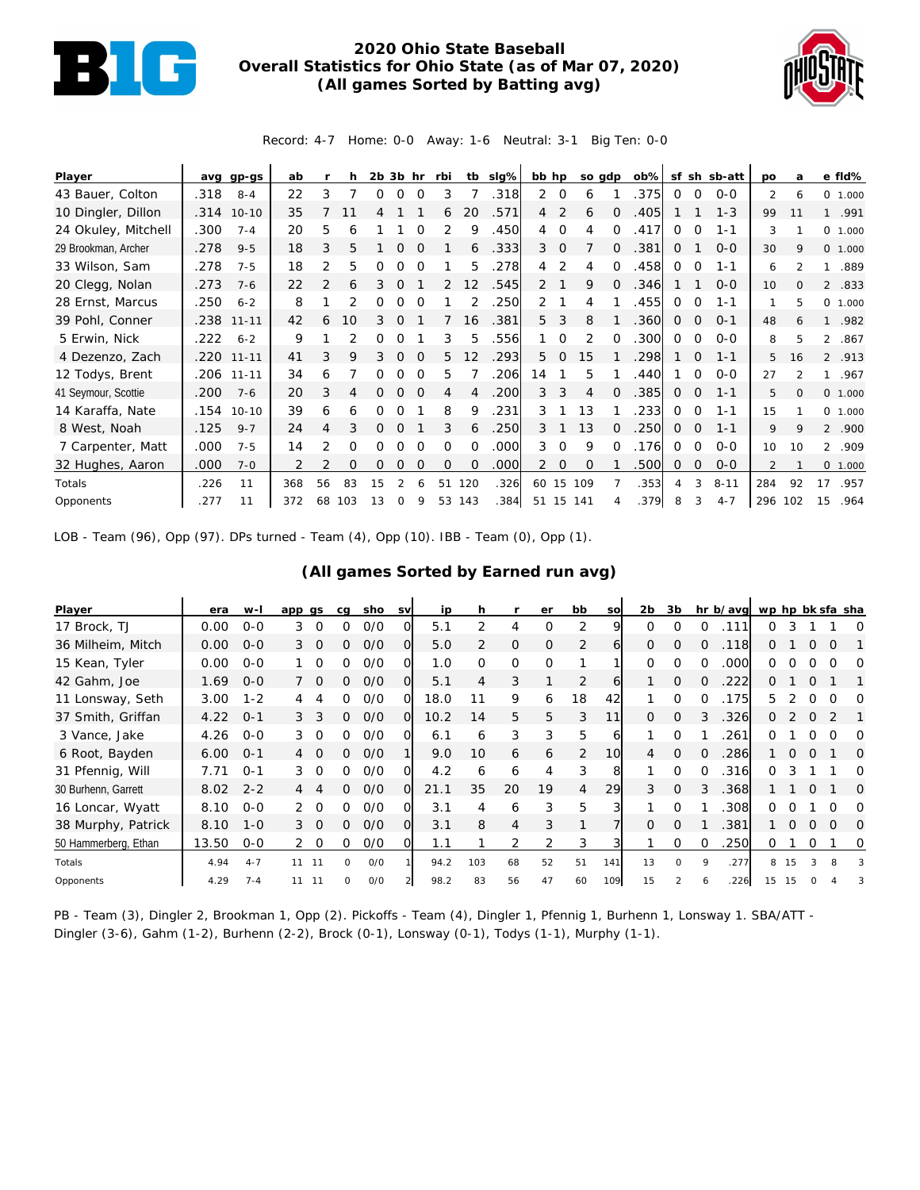# 2020 Ohio State Baseball
## Overall Statistics for Ohio State (as of Mar 07, 2020)
### (All games Sorted by Batting avg)

Record: 4-7 Home: 0-0 Away: 1-6 Neutral: 3-1 Big Ten: 0-0

| Player | avg | gp-gs | ab | r | h | 2b | 3b | hr | rbi | tb | slg% | bb | hp | so | gdp | ob% | sf | sh | sb-att | po | a | e | fld% |
|---|---|---|---|---|---|---|---|---|---|---|---|---|---|---|---|---|---|---|---|---|---|---|---|
| 43 Bauer, Colton | .318 | 8-4 | 22 | 3 | 7 | 0 | 0 | 0 | 3 | 7 | .318 | 2 | 0 | 6 | 1 | .375 | 0 | 0 | 0-0 | 2 | 6 | 0 | 1.000 |
| 10 Dingler, Dillon | .314 | 10-10 | 35 | 7 | 11 | 4 | 1 | 1 | 6 | 20 | .571 | 4 | 2 | 6 | 0 | .405 | 1 | 1 | 1-3 | 99 | 11 | 1 | .991 |
| 24 Okuley, Mitchell | .300 | 7-4 | 20 | 5 | 6 | 1 | 1 | 0 | 2 | 9 | .450 | 4 | 0 | 4 | 0 | .417 | 0 | 0 | 1-1 | 3 | 1 | 0 | 1.000 |
| 29 Brookman, Archer | .278 | 9-5 | 18 | 3 | 5 | 1 | 0 | 0 | 1 | 6 | .333 | 3 | 0 | 7 | 0 | .381 | 0 | 1 | 0-0 | 30 | 9 | 0 | 1.000 |
| 33 Wilson, Sam | .278 | 7-5 | 18 | 2 | 5 | 0 | 0 | 0 | 1 | 5 | .278 | 4 | 2 | 4 | 0 | .458 | 0 | 0 | 1-1 | 6 | 2 | 1 | .889 |
| 20 Clegg, Nolan | .273 | 7-6 | 22 | 2 | 6 | 3 | 0 | 1 | 2 | 12 | .545 | 2 | 1 | 9 | 0 | .346 | 1 | 1 | 0-0 | 10 | 0 | 2 | .833 |
| 28 Ernst, Marcus | .250 | 6-2 | 8 | 1 | 2 | 0 | 0 | 0 | 1 | 2 | .250 | 2 | 1 | 4 | 1 | .455 | 0 | 0 | 1-1 | 1 | 5 | 0 | 1.000 |
| 39 Pohl, Conner | .238 | 11-11 | 42 | 6 | 10 | 3 | 0 | 1 | 7 | 16 | .381 | 5 | 3 | 8 | 1 | .360 | 0 | 0 | 0-1 | 48 | 6 | 1 | .982 |
| 5 Erwin, Nick | .222 | 6-2 | 9 | 1 | 2 | 0 | 0 | 1 | 3 | 5 | .556 | 1 | 0 | 2 | 0 | .300 | 0 | 0 | 0-0 | 8 | 5 | 2 | .867 |
| 4 Dezenzo, Zach | .220 | 11-11 | 41 | 3 | 9 | 3 | 0 | 0 | 5 | 12 | .293 | 5 | 0 | 15 | 1 | .298 | 1 | 0 | 1-1 | 5 | 16 | 2 | .913 |
| 12 Todys, Brent | .206 | 11-11 | 34 | 6 | 7 | 0 | 0 | 0 | 5 | 7 | .206 | 14 | 1 | 5 | 1 | .440 | 1 | 0 | 0-0 | 27 | 2 | 1 | .967 |
| 41 Seymour, Scottie | .200 | 7-6 | 20 | 3 | 4 | 0 | 0 | 0 | 4 | 4 | .200 | 3 | 3 | 4 | 0 | .385 | 0 | 0 | 1-1 | 5 | 0 | 0 | 1.000 |
| 14 Karaffa, Nate | .154 | 10-10 | 39 | 6 | 6 | 0 | 0 | 1 | 8 | 9 | .231 | 3 | 1 | 13 | 1 | .233 | 0 | 0 | 1-1 | 15 | 1 | 0 | 1.000 |
| 8 West, Noah | .125 | 9-7 | 24 | 4 | 3 | 0 | 0 | 1 | 3 | 6 | .250 | 3 | 1 | 13 | 0 | .250 | 0 | 0 | 1-1 | 9 | 9 | 2 | .900 |
| 7 Carpenter, Matt | .000 | 7-5 | 14 | 2 | 0 | 0 | 0 | 0 | 0 | 0 | .000 | 3 | 0 | 9 | 0 | .176 | 0 | 0 | 0-0 | 10 | 10 | 2 | .909 |
| 32 Hughes, Aaron | .000 | 7-0 | 2 | 2 | 0 | 0 | 0 | 0 | 0 | 0 | .000 | 2 | 0 | 0 | 1 | .500 | 0 | 0 | 0-0 | 2 | 1 | 0 | 1.000 |
| Totals | .226 | 11 | 368 | 56 | 83 | 15 | 2 | 6 | 51 | 120 | .326 | 60 | 15 | 109 | 7 | .353 | 4 | 3 | 8-11 | 284 | 92 | 17 | .957 |
| Opponents | .277 | 11 | 372 | 68 | 103 | 13 | 0 | 9 | 53 | 143 | .384 | 51 | 15 | 141 | 4 | .379 | 8 | 3 | 4-7 | 296 | 102 | 15 | .964 |

LOB - Team (96), Opp (97). DPs turned - Team (4), Opp (10). IBB - Team (0), Opp (1).

### (All games Sorted by Earned run avg)

| Player | era | w-l | app | gs | cg | sho | sv | ip | h | r | er | bb | so | 2b | 3b | hr | b/avg | wp | hp | bk | sfa | sha |
|---|---|---|---|---|---|---|---|---|---|---|---|---|---|---|---|---|---|---|---|---|---|---|
| 17 Brock, TJ | 0.00 | 0-0 | 3 | 0 | 0 | 0/0 | 0 | 5.1 | 2 | 4 | 0 | 2 | 9 | 0 | 0 | 0 | .111 | 0 | 3 | 1 | 1 | 0 |
| 36 Milheim, Mitch | 0.00 | 0-0 | 3 | 0 | 0 | 0/0 | 0 | 5.0 | 2 | 0 | 0 | 2 | 6 | 0 | 0 | 0 | .118 | 0 | 1 | 0 | 0 | 1 |
| 15 Kean, Tyler | 0.00 | 0-0 | 1 | 0 | 0 | 0/0 | 0 | 1.0 | 0 | 0 | 0 | 1 | 1 | 0 | 0 | 0 | .000 | 0 | 0 | 0 | 0 | 0 |
| 42 Gahm, Joe | 1.69 | 0-0 | 7 | 0 | 0 | 0/0 | 0 | 5.1 | 4 | 3 | 1 | 2 | 6 | 1 | 0 | 0 | .222 | 0 | 1 | 0 | 1 | 1 |
| 11 Lonsway, Seth | 3.00 | 1-2 | 4 | 4 | 0 | 0/0 | 0 | 18.0 | 11 | 9 | 6 | 18 | 42 | 1 | 0 | 0 | .175 | 5 | 2 | 0 | 0 | 0 |
| 37 Smith, Griffan | 4.22 | 0-1 | 3 | 3 | 0 | 0/0 | 0 | 10.2 | 14 | 5 | 5 | 3 | 11 | 0 | 0 | 3 | .326 | 0 | 2 | 0 | 2 | 1 |
| 3 Vance, Jake | 4.26 | 0-0 | 3 | 0 | 0 | 0/0 | 0 | 6.1 | 6 | 3 | 3 | 5 | 6 | 1 | 0 | 1 | .261 | 0 | 1 | 0 | 0 | 0 |
| 6 Root, Bayden | 6.00 | 0-1 | 4 | 0 | 0 | 0/0 | 1 | 9.0 | 10 | 6 | 6 | 2 | 10 | 4 | 0 | 0 | .286 | 1 | 0 | 0 | 1 | 0 |
| 31 Pfennig, Will | 7.71 | 0-1 | 3 | 0 | 0 | 0/0 | 0 | 4.2 | 6 | 6 | 4 | 3 | 8 | 1 | 0 | 0 | .316 | 0 | 3 | 1 | 1 | 0 |
| 30 Burhenn, Garrett | 8.02 | 2-2 | 4 | 4 | 0 | 0/0 | 0 | 21.1 | 35 | 20 | 19 | 4 | 29 | 3 | 0 | 3 | .368 | 1 | 1 | 0 | 1 | 0 |
| 16 Loncar, Wyatt | 8.10 | 0-0 | 2 | 0 | 0 | 0/0 | 0 | 3.1 | 4 | 6 | 3 | 5 | 3 | 1 | 0 | 1 | .308 | 0 | 0 | 1 | 0 | 0 |
| 38 Murphy, Patrick | 8.10 | 1-0 | 3 | 0 | 0 | 0/0 | 0 | 3.1 | 8 | 4 | 3 | 1 | 7 | 0 | 0 | 1 | .381 | 1 | 0 | 0 | 0 | 0 |
| 50 Hammerberg, Ethan | 13.50 | 0-0 | 2 | 0 | 0 | 0/0 | 0 | 1.1 | 1 | 2 | 2 | 3 | 3 | 1 | 0 | 0 | .250 | 0 | 1 | 0 | 1 | 0 |
| Totals | 4.94 | 4-7 | 11 | 11 | 0 | 0/0 | 1 | 94.2 | 103 | 68 | 52 | 51 | 141 | 13 | 0 | 9 | .277 | 8 | 15 | 3 | 8 | 3 |
| Opponents | 4.29 | 7-4 | 11 | 11 | 0 | 0/0 | 2 | 98.2 | 83 | 56 | 47 | 60 | 109 | 15 | 2 | 6 | .226 | 15 | 15 | 0 | 4 | 3 |

PB - Team (3), Dingler 2, Brookman 1, Opp (2). Pickoffs - Team (4), Dingler 1, Pfennig 1, Burhenn 1, Lonsway 1. SBA/ATT - Dingler (3-6), Gahm (1-2), Burhenn (2-2), Brock (0-1), Lonsway (0-1), Todys (1-1), Murphy (1-1).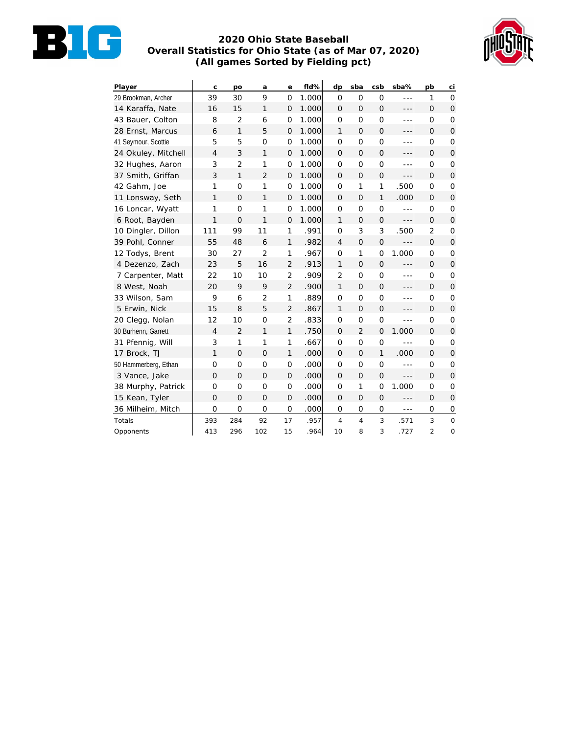**2020 Ohio State Baseball**
**Overall Statistics for Ohio State (as of Mar 07, 2020)**
**(All games Sorted by Fielding pct)**

| Player | c | po | a | e | fld% | dp | sba | csb | sba% | pb | ci |
|---|---|---|---|---|---|---|---|---|---|---|---|
| 29 Brookman, Archer | 39 | 30 | 9 | 0 | 1.000 | 0 | 0 | 0 | --- | 1 | 0 |
| 14 Karaffa, Nate | 16 | 15 | 1 | 0 | 1.000 | 0 | 0 | 0 | --- | 0 | 0 |
| 43 Bauer, Colton | 8 | 2 | 6 | 0 | 1.000 | 0 | 0 | 0 | --- | 0 | 0 |
| 28 Ernst, Marcus | 6 | 1 | 5 | 0 | 1.000 | 1 | 0 | 0 | --- | 0 | 0 |
| 41 Seymour, Scottie | 5 | 5 | 0 | 0 | 1.000 | 0 | 0 | 0 | --- | 0 | 0 |
| 24 Okuley, Mitchell | 4 | 3 | 1 | 0 | 1.000 | 0 | 0 | 0 | --- | 0 | 0 |
| 32 Hughes, Aaron | 3 | 2 | 1 | 0 | 1.000 | 0 | 0 | 0 | --- | 0 | 0 |
| 37 Smith, Griffan | 3 | 1 | 2 | 0 | 1.000 | 0 | 0 | 0 | --- | 0 | 0 |
| 42 Gahm, Joe | 1 | 0 | 1 | 0 | 1.000 | 0 | 1 | 1 | .500 | 0 | 0 |
| 11 Lonsway, Seth | 1 | 0 | 1 | 0 | 1.000 | 0 | 0 | 1 | .000 | 0 | 0 |
| 16 Loncar, Wyatt | 1 | 0 | 1 | 0 | 1.000 | 0 | 0 | 0 | --- | 0 | 0 |
| 6 Root, Bayden | 1 | 0 | 1 | 0 | 1.000 | 1 | 0 | 0 | --- | 0 | 0 |
| 10 Dingler, Dillon | 111 | 99 | 11 | 1 | .991 | 0 | 3 | 3 | .500 | 2 | 0 |
| 39 Pohl, Conner | 55 | 48 | 6 | 1 | .982 | 4 | 0 | 0 | --- | 0 | 0 |
| 12 Todys, Brent | 30 | 27 | 2 | 1 | .967 | 0 | 1 | 0 | 1.000 | 0 | 0 |
| 4 Dezenzo, Zach | 23 | 5 | 16 | 2 | .913 | 1 | 0 | 0 | --- | 0 | 0 |
| 7 Carpenter, Matt | 22 | 10 | 10 | 2 | .909 | 2 | 0 | 0 | --- | 0 | 0 |
| 8 West, Noah | 20 | 9 | 9 | 2 | .900 | 1 | 0 | 0 | --- | 0 | 0 |
| 33 Wilson, Sam | 9 | 6 | 2 | 1 | .889 | 0 | 0 | 0 | --- | 0 | 0 |
| 5 Erwin, Nick | 15 | 8 | 5 | 2 | .867 | 1 | 0 | 0 | --- | 0 | 0 |
| 20 Clegg, Nolan | 12 | 10 | 0 | 2 | .833 | 0 | 0 | 0 | --- | 0 | 0 |
| 30 Burhenn, Garrett | 4 | 2 | 1 | 1 | .750 | 0 | 2 | 0 | 1.000 | 0 | 0 |
| 31 Pfennig, Will | 3 | 1 | 1 | 1 | .667 | 0 | 0 | 0 | --- | 0 | 0 |
| 17 Brock, TJ | 1 | 0 | 0 | 1 | .000 | 0 | 0 | 1 | .000 | 0 | 0 |
| 50 Hammerberg, Ethan | 0 | 0 | 0 | 0 | .000 | 0 | 0 | 0 | --- | 0 | 0 |
| 3 Vance, Jake | 0 | 0 | 0 | 0 | .000 | 0 | 0 | 0 | --- | 0 | 0 |
| 38 Murphy, Patrick | 0 | 0 | 0 | 0 | .000 | 0 | 1 | 0 | 1.000 | 0 | 0 |
| 15 Kean, Tyler | 0 | 0 | 0 | 0 | .000 | 0 | 0 | 0 | --- | 0 | 0 |
| 36 Milheim, Mitch | 0 | 0 | 0 | 0 | .000 | 0 | 0 | 0 | --- | 0 | 0 |
| Totals | 393 | 284 | 92 | 17 | .957 | 4 | 4 | 3 | .571 | 3 | 0 |
| Opponents | 413 | 296 | 102 | 15 | .964 | 10 | 8 | 3 | .727 | 2 | 0 |